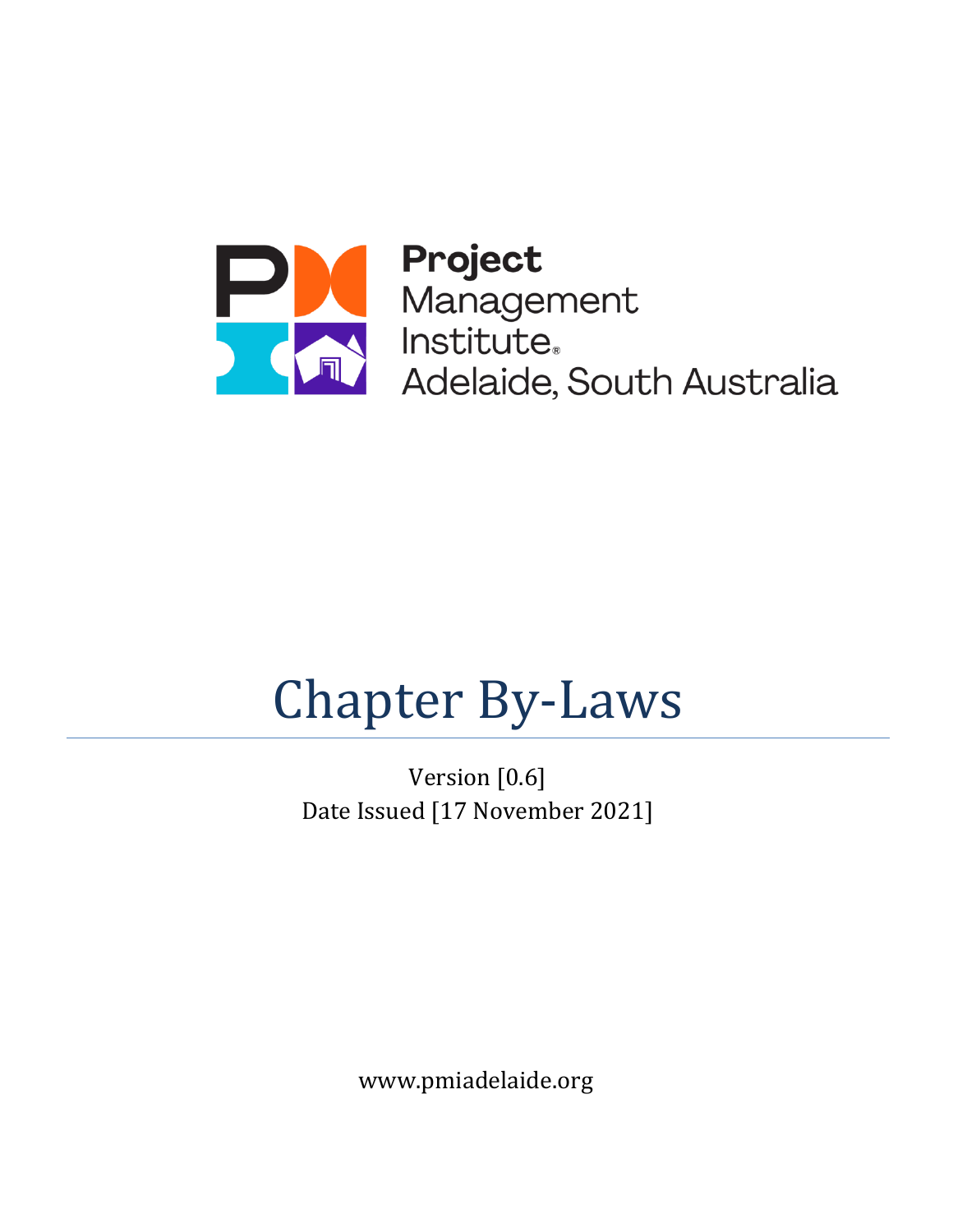Project Management Institute Adelaide, South Australia

# Chapter By-Laws

Version [0.6]

Date Issued [17 November 2021]

www.pmiadelaide.org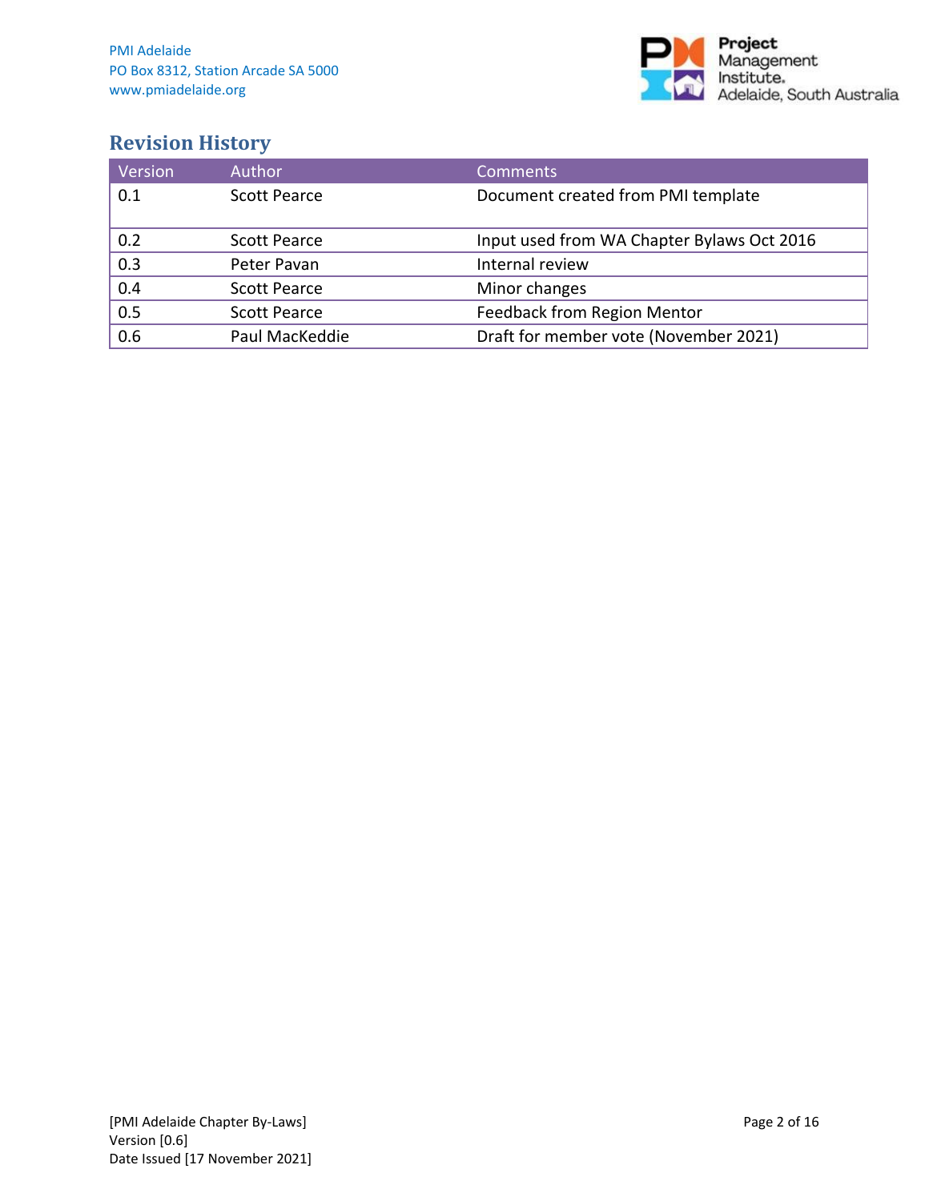## Revision History

| Version | Author | Comments |
|---|---|---|
| 0.1 | Scott Pearce | Document created from PMI template |
| 0.2 | Scott Pearce | Input used from WA Chapter Bylaws Oct 2016 |
| 0.3 | Peter Pavan | Internal review |
| 0.4 | Scott Pearce | Minor changes |
| 0.5 | Scott Pearce | Feedback from Region Mentor |
| 0.6 | Paul MacKeddie | Draft for member vote (November 2021) |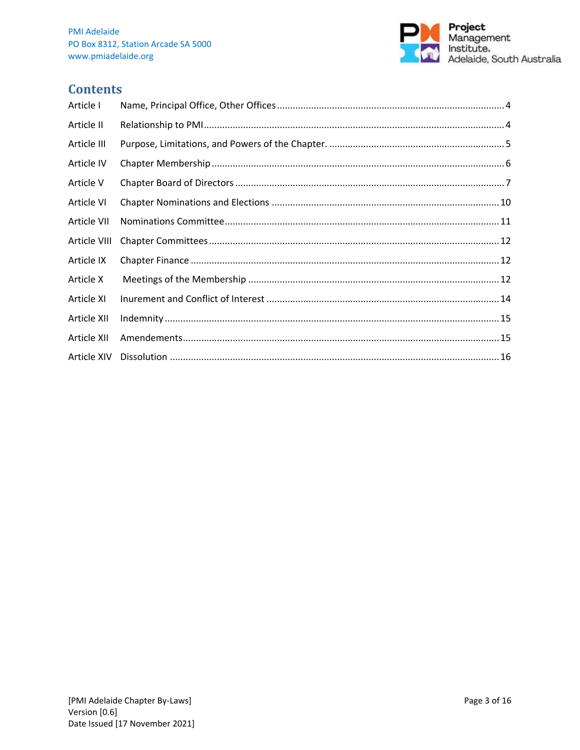## Contents

| | | |
|---|---|---|
| Article I | Name, Principal Office, Other Offices | 4 |
| Article II | Relationship to PMI | 4 |
| Article III | Purpose, Limitations, and Powers of the Chapter. | 5 |
| Article IV | Chapter Membership | 6 |
| Article V | Chapter Board of Directors | 7 |
| Article VI | Chapter Nominations and Elections | 10 |
| Article VII | Nominations Committee | 11 |
| Article VIII | Chapter Committees | 12 |
| Article IX | Chapter Finance | 12 |
| Article X | Meetings of the Membership | 12 |
| Article XI | Inurement and Conflict of Interest | 14 |
| Article XII | Indemnity | 15 |
| Article XII | Amendements | 15 |
| Article XIV | Dissolution | 16 |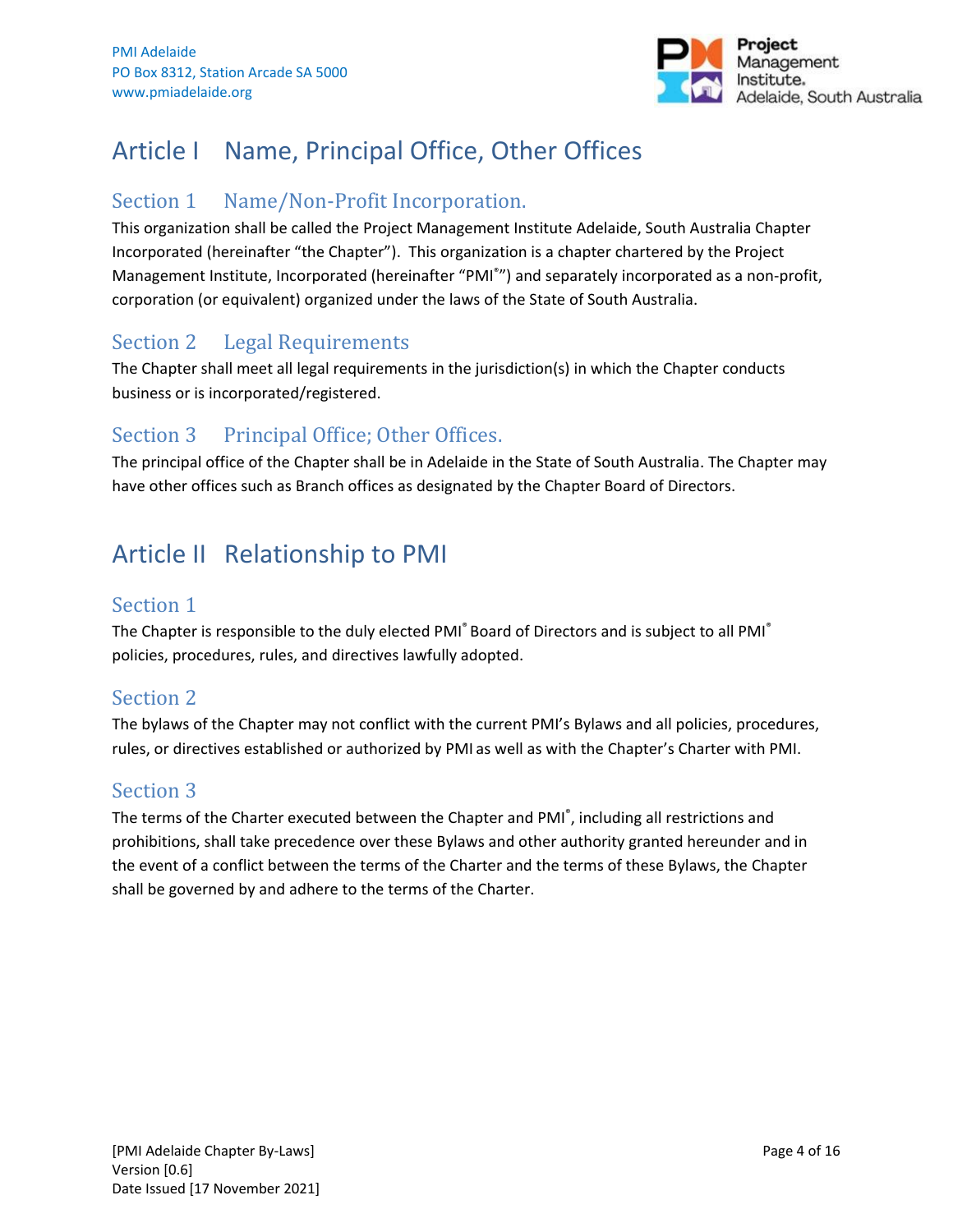# Article I Name, Principal Office, Other Offices

## Section 1 Name/Non-Profit Incorporation.

This organization shall be called the Project Management Institute Adelaide, South Australia Chapter Incorporated (hereinafter "the Chapter"). This organization is a chapter chartered by the Project Management Institute, Incorporated (hereinafter "PMI®") and separately incorporated as a non-profit, corporation (or equivalent) organized under the laws of the State of South Australia.

## Section 2 Legal Requirements

The Chapter shall meet all legal requirements in the jurisdiction(s) in which the Chapter conducts business or is incorporated/registered.

## Section 3 Principal Office; Other Offices.

The principal office of the Chapter shall be in Adelaide in the State of South Australia. The Chapter may have other offices such as Branch offices as designated by the Chapter Board of Directors.

# Article II Relationship to PMI

## Section 1

The Chapter is responsible to the duly elected PMI® Board of Directors and is subject to all PMI® policies, procedures, rules, and directives lawfully adopted.

## Section 2

The bylaws of the Chapter may not conflict with the current PMI's Bylaws and all policies, procedures, rules, or directives established or authorized by PMI as well as with the Chapter's Charter with PMI.

## Section 3

The terms of the Charter executed between the Chapter and PMI®, including all restrictions and prohibitions, shall take precedence over these Bylaws and other authority granted hereunder and in the event of a conflict between the terms of the Charter and the terms of these Bylaws, the Chapter shall be governed by and adhere to the terms of the Charter.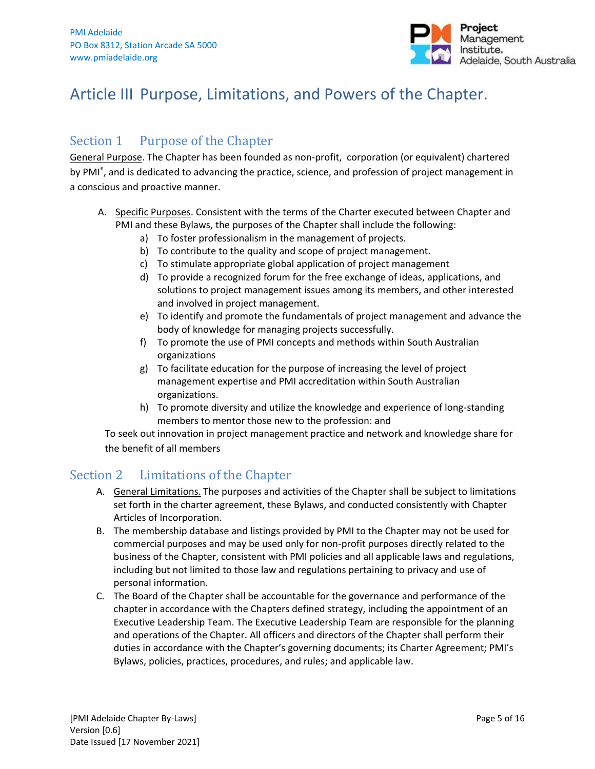# Article III Purpose, Limitations, and Powers of the Chapter.

## Section 1 Purpose of the Chapter

General Purpose. The Chapter has been founded as non-profit, corporation (or equivalent) chartered by PMI®, and is dedicated to advancing the practice, science, and profession of project management in a conscious and proactive manner.

A. Specific Purposes. Consistent with the terms of the Charter executed between Chapter and PMI and these Bylaws, the purposes of the Chapter shall include the following:
   - a) To foster professionalism in the management of projects.
   - b) To contribute to the quality and scope of project management.
   - c) To stimulate appropriate global application of project management
   - d) To provide a recognized forum for the free exchange of ideas, applications, and solutions to project management issues among its members, and other interested and involved in project management.
   - e) To identify and promote the fundamentals of project management and advance the body of knowledge for managing projects successfully.
   - f) To promote the use of PMI concepts and methods within South Australian organizations
   - g) To facilitate education for the purpose of increasing the level of project management expertise and PMI accreditation within South Australian organizations.
   - h) To promote diversity and utilize the knowledge and experience of long-standing members to mentor those new to the profession: and

To seek out innovation in project management practice and network and knowledge share for the benefit of all members

## Section 2 Limitations of the Chapter

A. General Limitations. The purposes and activities of the Chapter shall be subject to limitations set forth in the charter agreement, these Bylaws, and conducted consistently with Chapter Articles of Incorporation.

B. The membership database and listings provided by PMI to the Chapter may not be used for commercial purposes and may be used only for non-profit purposes directly related to the business of the Chapter, consistent with PMI policies and all applicable laws and regulations, including but not limited to those law and regulations pertaining to privacy and use of personal information.

C. The Board of the Chapter shall be accountable for the governance and performance of the chapter in accordance with the Chapters defined strategy, including the appointment of an Executive Leadership Team. The Executive Leadership Team are responsible for the planning and operations of the Chapter. All officers and directors of the Chapter shall perform their duties in accordance with the Chapter's governing documents; its Charter Agreement; PMI's Bylaws, policies, practices, procedures, and rules; and applicable law.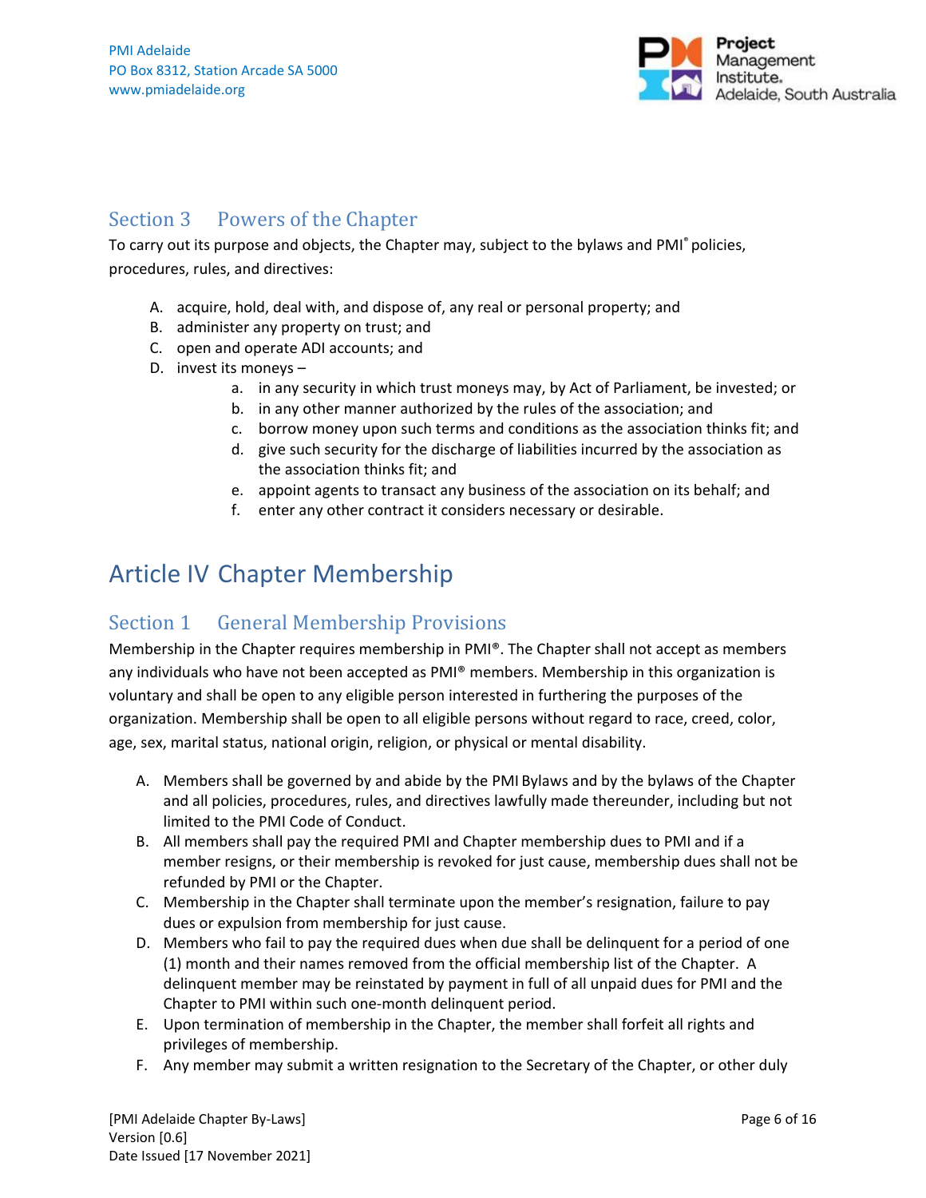### Section 3 Powers of the Chapter

To carry out its purpose and objects, the Chapter may, subject to the bylaws and PMI® policies, procedures, rules, and directives:

A. acquire, hold, deal with, and dispose of, any real or personal property; and
B. administer any property on trust; and
C. open and operate ADI accounts; and
D. invest its moneys –
    a. in any security in which trust moneys may, by Act of Parliament, be invested; or
    b. in any other manner authorized by the rules of the association; and
    c. borrow money upon such terms and conditions as the association thinks fit; and
    d. give such security for the discharge of liabilities incurred by the association as the association thinks fit; and
    e. appoint agents to transact any business of the association on its behalf; and
    f. enter any other contract it considers necessary or desirable.

## Article IV Chapter Membership

### Section 1 General Membership Provisions

Membership in the Chapter requires membership in PMI®. The Chapter shall not accept as members any individuals who have not been accepted as PMI® members. Membership in this organization is voluntary and shall be open to any eligible person interested in furthering the purposes of the organization. Membership shall be open to all eligible persons without regard to race, creed, color, age, sex, marital status, national origin, religion, or physical or mental disability.

A. Members shall be governed by and abide by the PMI Bylaws and by the bylaws of the Chapter and all policies, procedures, rules, and directives lawfully made thereunder, including but not limited to the PMI Code of Conduct.
B. All members shall pay the required PMI and Chapter membership dues to PMI and if a member resigns, or their membership is revoked for just cause, membership dues shall not be refunded by PMI or the Chapter.
C. Membership in the Chapter shall terminate upon the member's resignation, failure to pay dues or expulsion from membership for just cause.
D. Members who fail to pay the required dues when due shall be delinquent for a period of one (1) month and their names removed from the official membership list of the Chapter. A delinquent member may be reinstated by payment in full of all unpaid dues for PMI and the Chapter to PMI within such one-month delinquent period.
E. Upon termination of membership in the Chapter, the member shall forfeit all rights and privileges of membership.
F. Any member may submit a written resignation to the Secretary of the Chapter, or other duly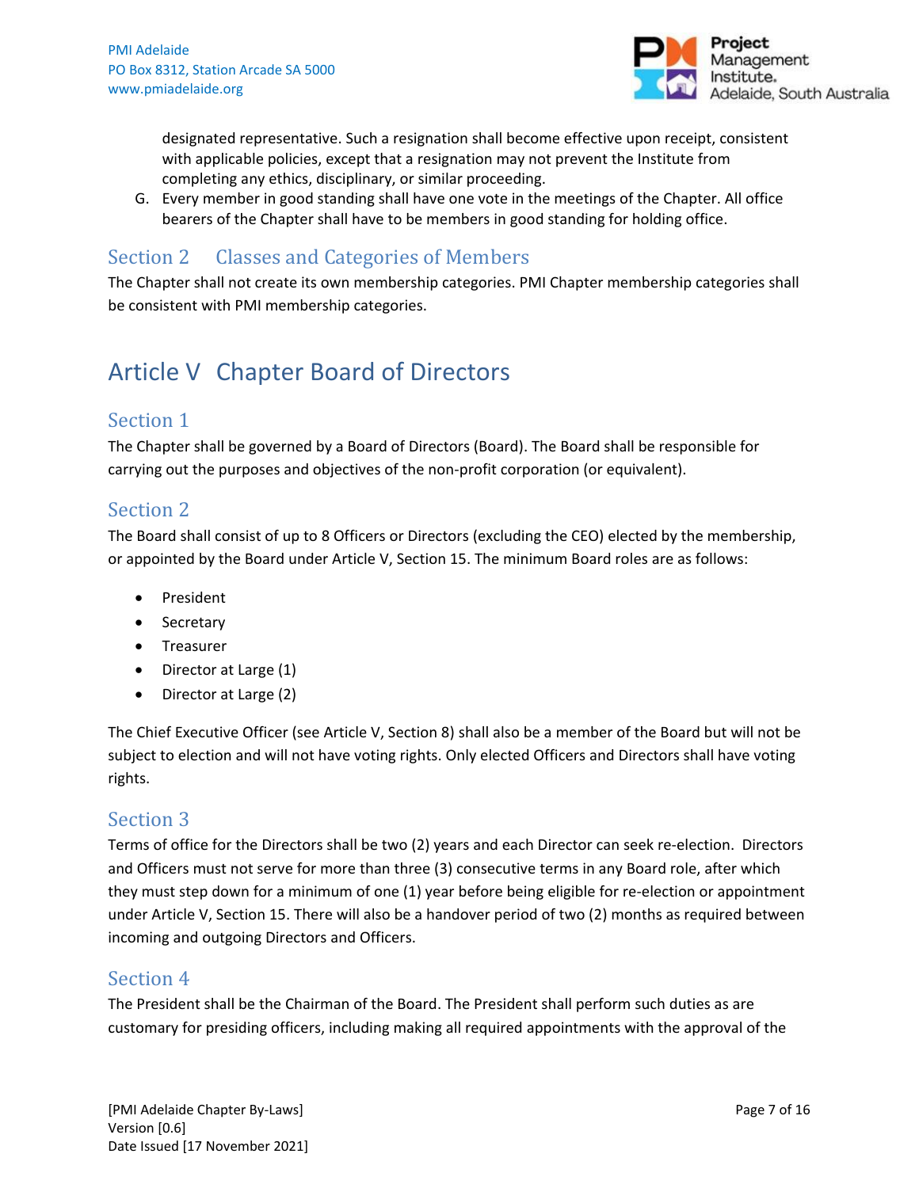designated representative. Such a resignation shall become effective upon receipt, consistent with applicable policies, except that a resignation may not prevent the Institute from completing any ethics, disciplinary, or similar proceeding.

G. Every member in good standing shall have one vote in the meetings of the Chapter. All office bearers of the Chapter shall have to be members in good standing for holding office.

## Section 2 Classes and Categories of Members

The Chapter shall not create its own membership categories. PMI Chapter membership categories shall be consistent with PMI membership categories.

# Article V Chapter Board of Directors

## Section 1

The Chapter shall be governed by a Board of Directors (Board). The Board shall be responsible for carrying out the purposes and objectives of the non-profit corporation (or equivalent).

## Section 2

The Board shall consist of up to 8 Officers or Directors (excluding the CEO) elected by the membership, or appointed by the Board under Article V, Section 15. The minimum Board roles are as follows:

- President
- Secretary
- Treasurer
- Director at Large (1)
- Director at Large (2)

The Chief Executive Officer (see Article V, Section 8) shall also be a member of the Board but will not be subject to election and will not have voting rights. Only elected Officers and Directors shall have voting rights.

## Section 3

Terms of office for the Directors shall be two (2) years and each Director can seek re-election. Directors and Officers must not serve for more than three (3) consecutive terms in any Board role, after which they must step down for a minimum of one (1) year before being eligible for re-election or appointment under Article V, Section 15. There will also be a handover period of two (2) months as required between incoming and outgoing Directors and Officers.

## Section 4

The President shall be the Chairman of the Board. The President shall perform such duties as are customary for presiding officers, including making all required appointments with the approval of the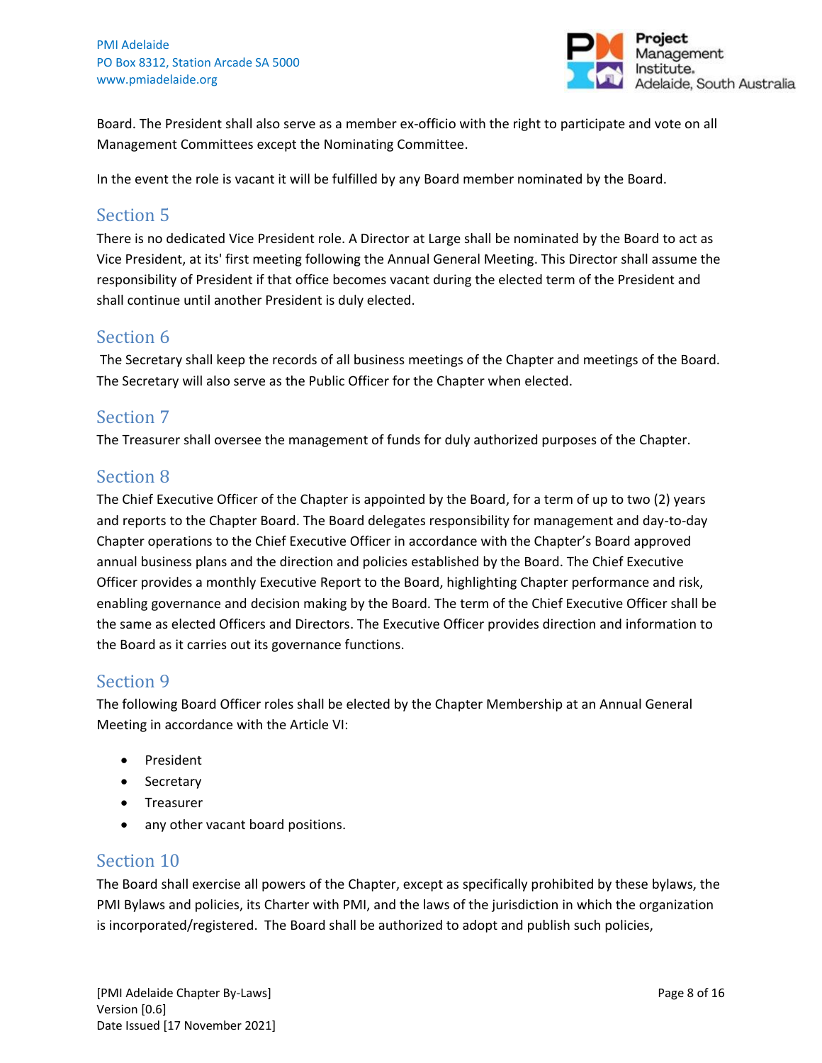Board. The President shall also serve as a member ex-officio with the right to participate and vote on all Management Committees except the Nominating Committee.

In the event the role is vacant it will be fulfilled by any Board member nominated by the Board.

## Section 5

There is no dedicated Vice President role. A Director at Large shall be nominated by the Board to act as Vice President, at its' first meeting following the Annual General Meeting. This Director shall assume the responsibility of President if that office becomes vacant during the elected term of the President and shall continue until another President is duly elected.

## Section 6

The Secretary shall keep the records of all business meetings of the Chapter and meetings of the Board. The Secretary will also serve as the Public Officer for the Chapter when elected.

## Section 7

The Treasurer shall oversee the management of funds for duly authorized purposes of the Chapter.

## Section 8

The Chief Executive Officer of the Chapter is appointed by the Board, for a term of up to two (2) years and reports to the Chapter Board. The Board delegates responsibility for management and day-to-day Chapter operations to the Chief Executive Officer in accordance with the Chapter's Board approved annual business plans and the direction and policies established by the Board. The Chief Executive Officer provides a monthly Executive Report to the Board, highlighting Chapter performance and risk, enabling governance and decision making by the Board. The term of the Chief Executive Officer shall be the same as elected Officers and Directors. The Executive Officer provides direction and information to the Board as it carries out its governance functions.

## Section 9

The following Board Officer roles shall be elected by the Chapter Membership at an Annual General Meeting in accordance with the Article VI:

- President
- Secretary
- Treasurer
- any other vacant board positions.

## Section 10

The Board shall exercise all powers of the Chapter, except as specifically prohibited by these bylaws, the PMI Bylaws and policies, its Charter with PMI, and the laws of the jurisdiction in which the organization is incorporated/registered. The Board shall be authorized to adopt and publish such policies,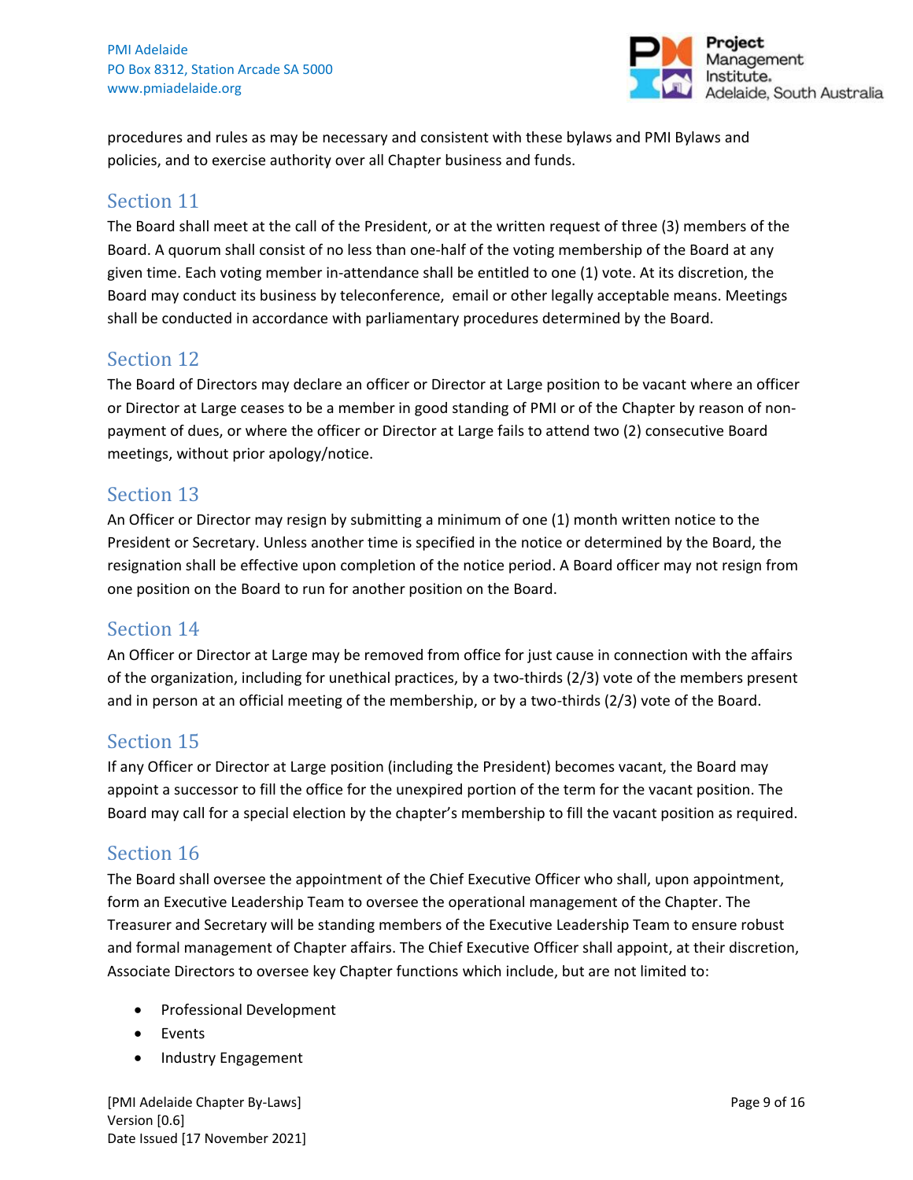procedures and rules as may be necessary and consistent with these bylaws and PMI Bylaws and policies, and to exercise authority over all Chapter business and funds.

## Section 11

The Board shall meet at the call of the President, or at the written request of three (3) members of the Board. A quorum shall consist of no less than one-half of the voting membership of the Board at any given time. Each voting member in-attendance shall be entitled to one (1) vote. At its discretion, the Board may conduct its business by teleconference,  email or other legally acceptable means. Meetings shall be conducted in accordance with parliamentary procedures determined by the Board.

## Section 12

The Board of Directors may declare an officer or Director at Large position to be vacant where an officer or Director at Large ceases to be a member in good standing of PMI or of the Chapter by reason of non-payment of dues, or where the officer or Director at Large fails to attend two (2) consecutive Board meetings, without prior apology/notice.

## Section 13

An Officer or Director may resign by submitting a minimum of one (1) month written notice to the President or Secretary. Unless another time is specified in the notice or determined by the Board, the resignation shall be effective upon completion of the notice period. A Board officer may not resign from one position on the Board to run for another position on the Board.

## Section 14

An Officer or Director at Large may be removed from office for just cause in connection with the affairs of the organization, including for unethical practices, by a two-thirds (2/3) vote of the members present and in person at an official meeting of the membership, or by a two-thirds (2/3) vote of the Board.

## Section 15

If any Officer or Director at Large position (including the President) becomes vacant, the Board may appoint a successor to fill the office for the unexpired portion of the term for the vacant position. The Board may call for a special election by the chapter's membership to fill the vacant position as required.

## Section 16

The Board shall oversee the appointment of the Chief Executive Officer who shall, upon appointment, form an Executive Leadership Team to oversee the operational management of the Chapter. The Treasurer and Secretary will be standing members of the Executive Leadership Team to ensure robust and formal management of Chapter affairs. The Chief Executive Officer shall appoint, at their discretion, Associate Directors to oversee key Chapter functions which include, but are not limited to:

- Professional Development
- Events
- Industry Engagement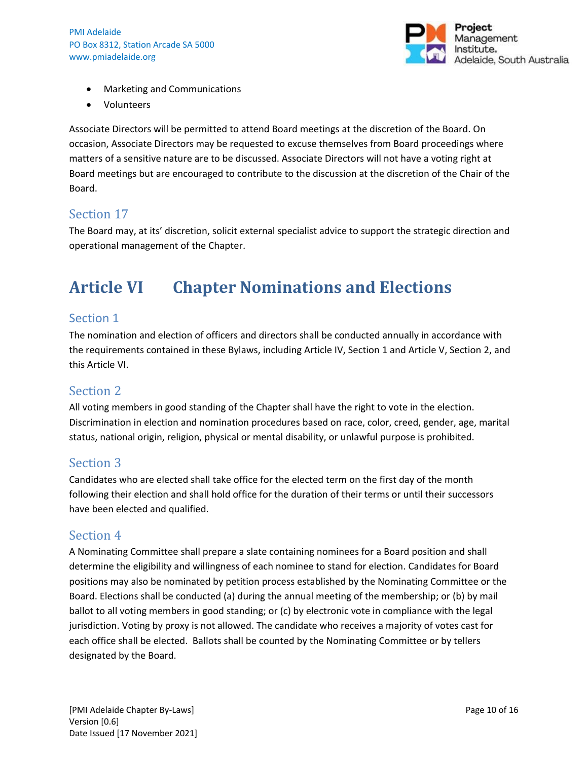- Marketing and Communications
- Volunteers

Associate Directors will be permitted to attend Board meetings at the discretion of the Board. On occasion, Associate Directors may be requested to excuse themselves from Board proceedings where matters of a sensitive nature are to be discussed. Associate Directors will not have a voting right at Board meetings but are encouraged to contribute to the discussion at the discretion of the Chair of the Board.

### Section 17

The Board may, at its' discretion, solicit external specialist advice to support the strategic direction and operational management of the Chapter.

## Article VI Chapter Nominations and Elections

### Section 1

The nomination and election of officers and directors shall be conducted annually in accordance with the requirements contained in these Bylaws, including Article IV, Section 1 and Article V, Section 2, and this Article VI.

### Section 2

All voting members in good standing of the Chapter shall have the right to vote in the election. Discrimination in election and nomination procedures based on race, color, creed, gender, age, marital status, national origin, religion, physical or mental disability, or unlawful purpose is prohibited.

### Section 3

Candidates who are elected shall take office for the elected term on the first day of the month following their election and shall hold office for the duration of their terms or until their successors have been elected and qualified.

### Section 4

A Nominating Committee shall prepare a slate containing nominees for a Board position and shall determine the eligibility and willingness of each nominee to stand for election. Candidates for Board positions may also be nominated by petition process established by the Nominating Committee or the Board. Elections shall be conducted (a) during the annual meeting of the membership; or (b) by mail ballot to all voting members in good standing; or (c) by electronic vote in compliance with the legal jurisdiction. Voting by proxy is not allowed. The candidate who receives a majority of votes cast for each office shall be elected. Ballots shall be counted by the Nominating Committee or by tellers designated by the Board.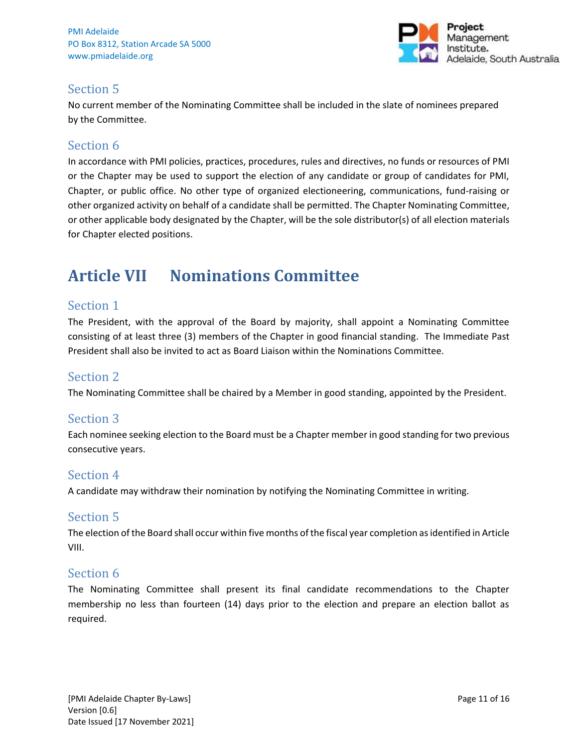### Section 5

No current member of the Nominating Committee shall be included in the slate of nominees prepared by the Committee.

### Section 6

In accordance with PMI policies, practices, procedures, rules and directives, no funds or resources of PMI or the Chapter may be used to support the election of any candidate or group of candidates for PMI, Chapter, or public office. No other type of organized electioneering, communications, fund-raising or other organized activity on behalf of a candidate shall be permitted. The Chapter Nominating Committee, or other applicable body designated by the Chapter, will be the sole distributor(s) of all election materials for Chapter elected positions.

## Article VII Nominations Committee

### Section 1

The President, with the approval of the Board by majority, shall appoint a Nominating Committee consisting of at least three (3) members of the Chapter in good financial standing. The Immediate Past President shall also be invited to act as Board Liaison within the Nominations Committee.

### Section 2

The Nominating Committee shall be chaired by a Member in good standing, appointed by the President.

### Section 3

Each nominee seeking election to the Board must be a Chapter member in good standing for two previous consecutive years.

### Section 4

A candidate may withdraw their nomination by notifying the Nominating Committee in writing.

### Section 5

The election of the Board shall occur within five months of the fiscal year completion as identified in Article VIII.

### Section 6

The Nominating Committee shall present its final candidate recommendations to the Chapter membership no less than fourteen (14) days prior to the election and prepare an election ballot as required.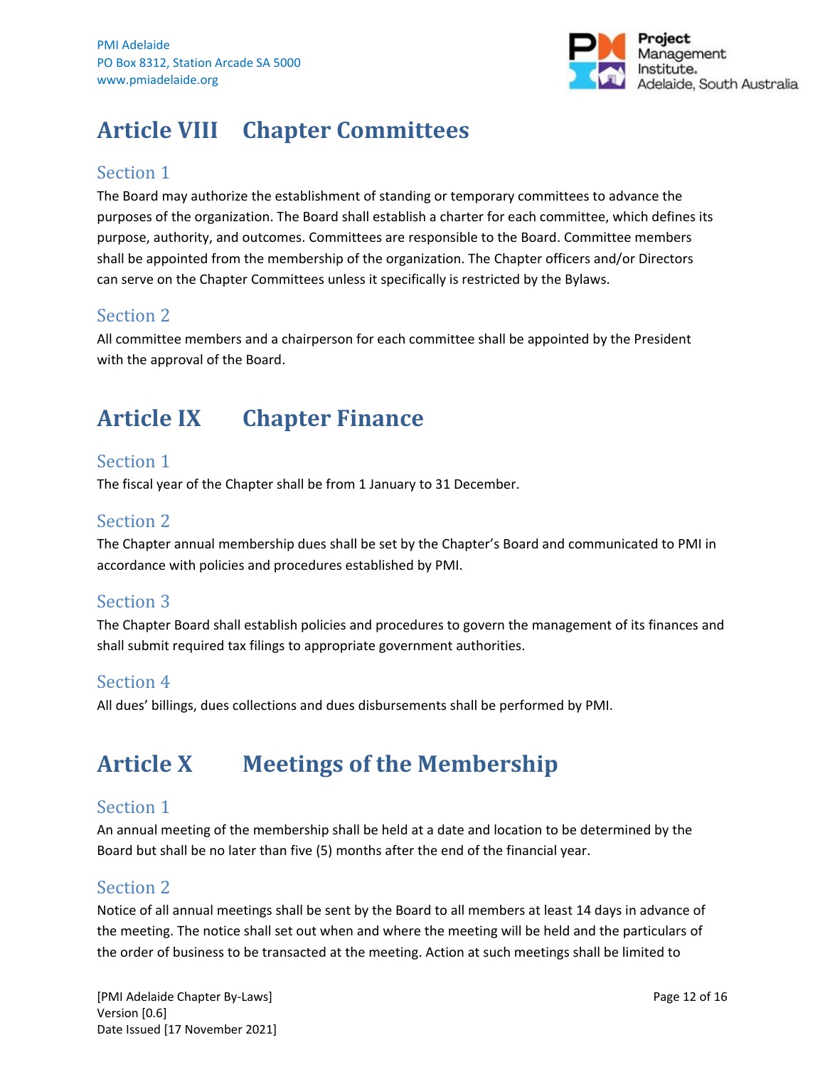# Article VIII Chapter Committees

## Section 1

The Board may authorize the establishment of standing or temporary committees to advance the purposes of the organization. The Board shall establish a charter for each committee, which defines its purpose, authority, and outcomes. Committees are responsible to the Board. Committee members shall be appointed from the membership of the organization. The Chapter officers and/or Directors can serve on the Chapter Committees unless it specifically is restricted by the Bylaws.

## Section 2

All committee members and a chairperson for each committee shall be appointed by the President with the approval of the Board.

# Article IX Chapter Finance

## Section 1

The fiscal year of the Chapter shall be from 1 January to 31 December.

## Section 2

The Chapter annual membership dues shall be set by the Chapter's Board and communicated to PMI in accordance with policies and procedures established by PMI.

## Section 3

The Chapter Board shall establish policies and procedures to govern the management of its finances and shall submit required tax filings to appropriate government authorities.

## Section 4

All dues' billings, dues collections and dues disbursements shall be performed by PMI.

# Article X Meetings of the Membership

## Section 1

An annual meeting of the membership shall be held at a date and location to be determined by the Board but shall be no later than five (5) months after the end of the financial year.

## Section 2

Notice of all annual meetings shall be sent by the Board to all members at least 14 days in advance of the meeting. The notice shall set out when and where the meeting will be held and the particulars of the order of business to be transacted at the meeting. Action at such meetings shall be limited to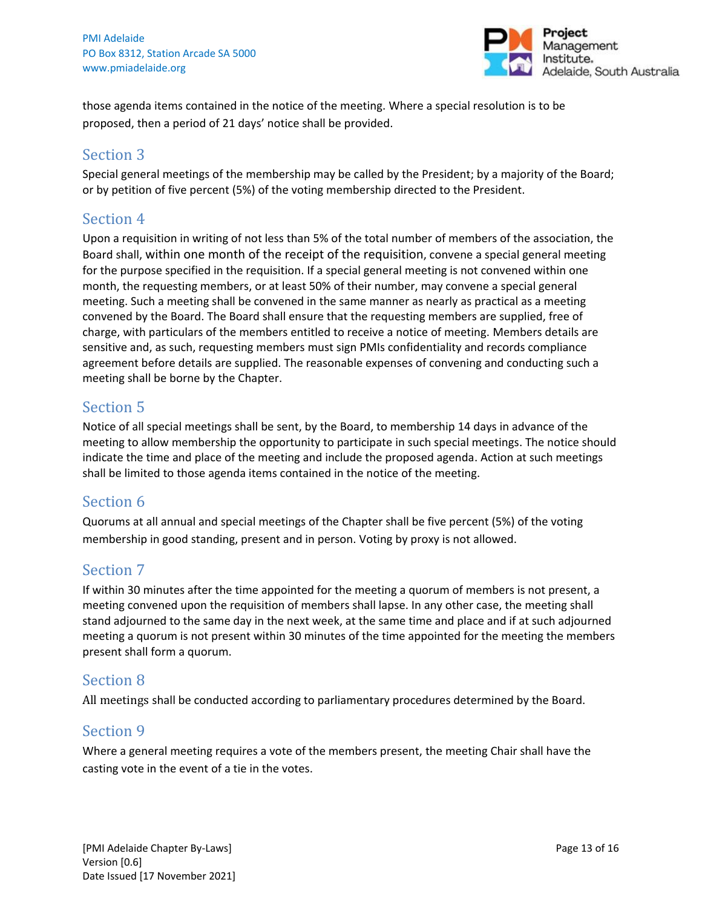those agenda items contained in the notice of the meeting. Where a special resolution is to be proposed, then a period of 21 days' notice shall be provided.

## Section 3

Special general meetings of the membership may be called by the President; by a majority of the Board; or by petition of five percent (5%) of the voting membership directed to the President.

## Section 4

Upon a requisition in writing of not less than 5% of the total number of members of the association, the Board shall, within one month of the receipt of the requisition, convene a special general meeting for the purpose specified in the requisition. If a special general meeting is not convened within one month, the requesting members, or at least 50% of their number, may convene a special general meeting. Such a meeting shall be convened in the same manner as nearly as practical as a meeting convened by the Board. The Board shall ensure that the requesting members are supplied, free of charge, with particulars of the members entitled to receive a notice of meeting. Members details are sensitive and, as such, requesting members must sign PMIs confidentiality and records compliance agreement before details are supplied. The reasonable expenses of convening and conducting such a meeting shall be borne by the Chapter.

## Section 5

Notice of all special meetings shall be sent, by the Board, to membership 14 days in advance of the meeting to allow membership the opportunity to participate in such special meetings. The notice should indicate the time and place of the meeting and include the proposed agenda. Action at such meetings shall be limited to those agenda items contained in the notice of the meeting.

## Section 6

Quorums at all annual and special meetings of the Chapter shall be five percent (5%) of the voting membership in good standing, present and in person. Voting by proxy is not allowed.

## Section 7

If within 30 minutes after the time appointed for the meeting a quorum of members is not present, a meeting convened upon the requisition of members shall lapse. In any other case, the meeting shall stand adjourned to the same day in the next week, at the same time and place and if at such adjourned meeting a quorum is not present within 30 minutes of the time appointed for the meeting the members present shall form a quorum.

## Section 8

All meetings shall be conducted according to parliamentary procedures determined by the Board.

## Section 9

Where a general meeting requires a vote of the members present, the meeting Chair shall have the casting vote in the event of a tie in the votes.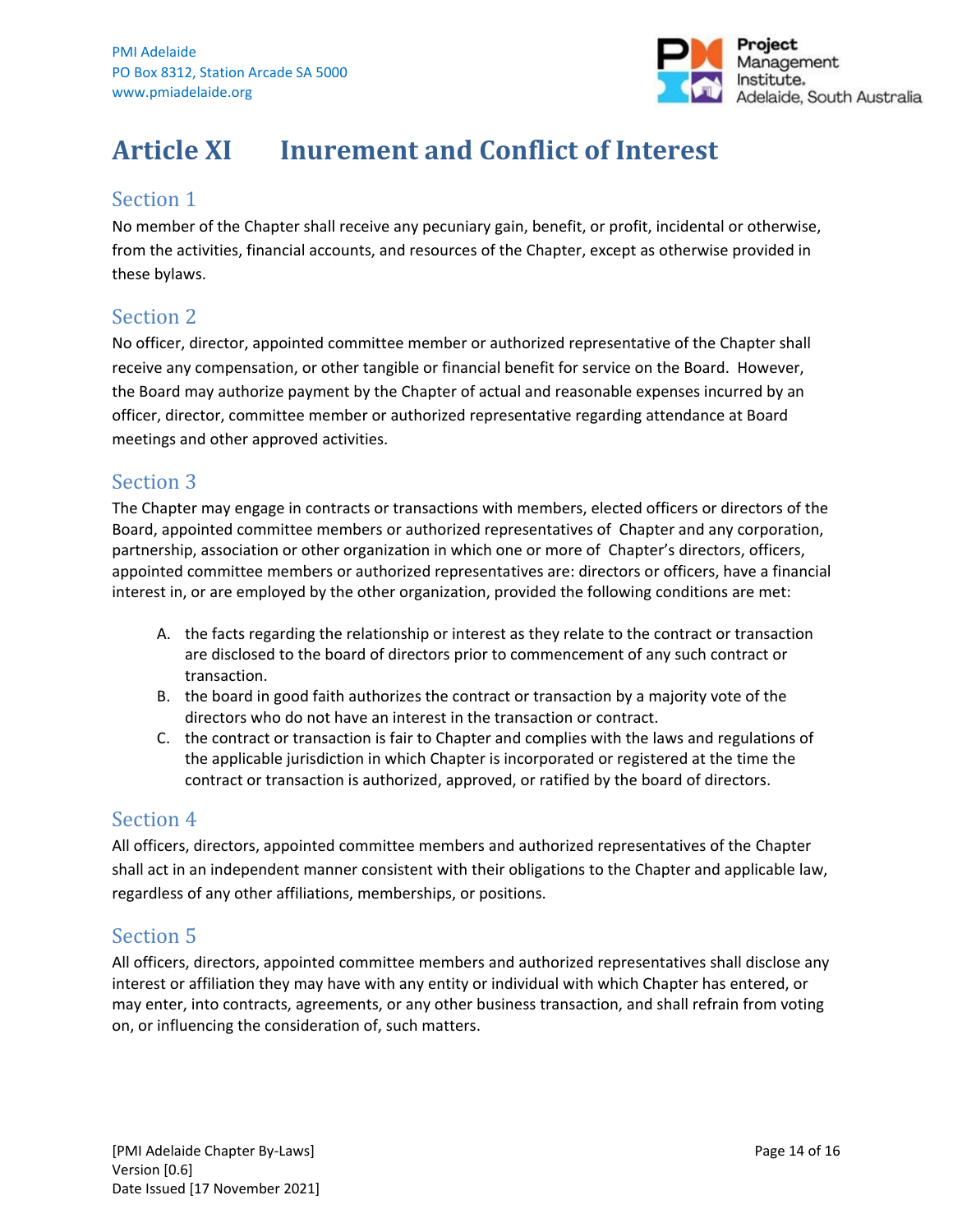# Article XI Inurement and Conflict of Interest

## Section 1

No member of the Chapter shall receive any pecuniary gain, benefit, or profit, incidental or otherwise, from the activities, financial accounts, and resources of the Chapter, except as otherwise provided in these bylaws.

## Section 2

No officer, director, appointed committee member or authorized representative of the Chapter shall receive any compensation, or other tangible or financial benefit for service on the Board. However, the Board may authorize payment by the Chapter of actual and reasonable expenses incurred by an officer, director, committee member or authorized representative regarding attendance at Board meetings and other approved activities.

## Section 3

The Chapter may engage in contracts or transactions with members, elected officers or directors of the Board, appointed committee members or authorized representatives of Chapter and any corporation, partnership, association or other organization in which one or more of Chapter's directors, officers, appointed committee members or authorized representatives are: directors or officers, have a financial interest in, or are employed by the other organization, provided the following conditions are met:

A. the facts regarding the relationship or interest as they relate to the contract or transaction are disclosed to the board of directors prior to commencement of any such contract or transaction.
B. the board in good faith authorizes the contract or transaction by a majority vote of the directors who do not have an interest in the transaction or contract.
C. the contract or transaction is fair to Chapter and complies with the laws and regulations of the applicable jurisdiction in which Chapter is incorporated or registered at the time the contract or transaction is authorized, approved, or ratified by the board of directors.

## Section 4

All officers, directors, appointed committee members and authorized representatives of the Chapter shall act in an independent manner consistent with their obligations to the Chapter and applicable law, regardless of any other affiliations, memberships, or positions.

## Section 5

All officers, directors, appointed committee members and authorized representatives shall disclose any interest or affiliation they may have with any entity or individual with which Chapter has entered, or may enter, into contracts, agreements, or any other business transaction, and shall refrain from voting on, or influencing the consideration of, such matters.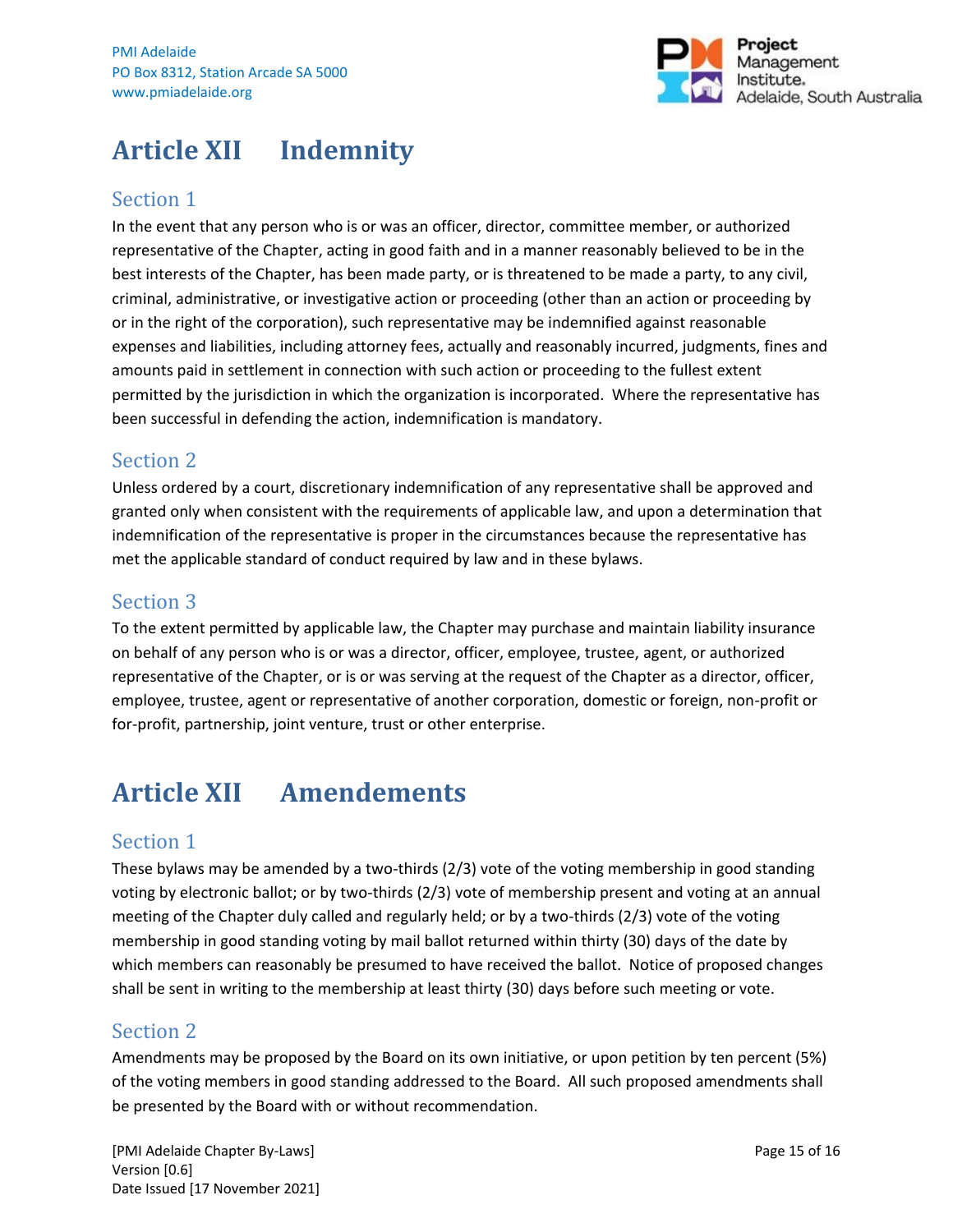# Article XII Indemnity

## Section 1

In the event that any person who is or was an officer, director, committee member, or authorized representative of the Chapter, acting in good faith and in a manner reasonably believed to be in the best interests of the Chapter, has been made party, or is threatened to be made a party, to any civil, criminal, administrative, or investigative action or proceeding (other than an action or proceeding by or in the right of the corporation), such representative may be indemnified against reasonable expenses and liabilities, including attorney fees, actually and reasonably incurred, judgments, fines and amounts paid in settlement in connection with such action or proceeding to the fullest extent permitted by the jurisdiction in which the organization is incorporated. Where the representative has been successful in defending the action, indemnification is mandatory.

## Section 2

Unless ordered by a court, discretionary indemnification of any representative shall be approved and granted only when consistent with the requirements of applicable law, and upon a determination that indemnification of the representative is proper in the circumstances because the representative has met the applicable standard of conduct required by law and in these bylaws.

## Section 3

To the extent permitted by applicable law, the Chapter may purchase and maintain liability insurance on behalf of any person who is or was a director, officer, employee, trustee, agent, or authorized representative of the Chapter, or is or was serving at the request of the Chapter as a director, officer, employee, trustee, agent or representative of another corporation, domestic or foreign, non-profit or for-profit, partnership, joint venture, trust or other enterprise.

# Article XII Amendements

## Section 1

These bylaws may be amended by a two-thirds (2/3) vote of the voting membership in good standing voting by electronic ballot; or by two-thirds (2/3) vote of membership present and voting at an annual meeting of the Chapter duly called and regularly held; or by a two-thirds (2/3) vote of the voting membership in good standing voting by mail ballot returned within thirty (30) days of the date by which members can reasonably be presumed to have received the ballot. Notice of proposed changes shall be sent in writing to the membership at least thirty (30) days before such meeting or vote.

## Section 2

Amendments may be proposed by the Board on its own initiative, or upon petition by ten percent (5%) of the voting members in good standing addressed to the Board. All such proposed amendments shall be presented by the Board with or without recommendation.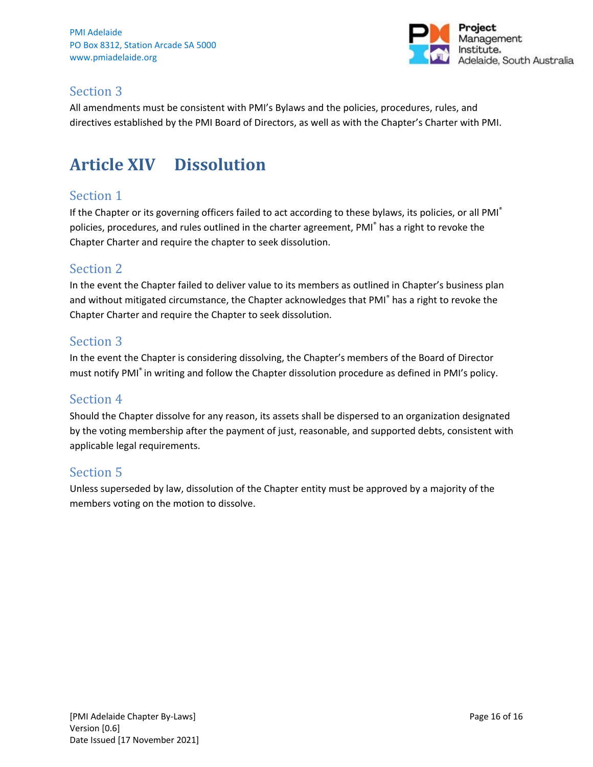### Section 3

All amendments must be consistent with PMI's Bylaws and the policies, procedures, rules, and directives established by the PMI Board of Directors, as well as with the Chapter's Charter with PMI.

## Article XIV Dissolution

### Section 1

If the Chapter or its governing officers failed to act according to these bylaws, its policies, or all PMI® policies, procedures, and rules outlined in the charter agreement, PMI® has a right to revoke the Chapter Charter and require the chapter to seek dissolution.

### Section 2

In the event the Chapter failed to deliver value to its members as outlined in Chapter's business plan and without mitigated circumstance, the Chapter acknowledges that PMI® has a right to revoke the Chapter Charter and require the Chapter to seek dissolution.

### Section 3

In the event the Chapter is considering dissolving, the Chapter's members of the Board of Director must notify PMI® in writing and follow the Chapter dissolution procedure as defined in PMI's policy.

### Section 4

Should the Chapter dissolve for any reason, its assets shall be dispersed to an organization designated by the voting membership after the payment of just, reasonable, and supported debts, consistent with applicable legal requirements.

### Section 5

Unless superseded by law, dissolution of the Chapter entity must be approved by a majority of the members voting on the motion to dissolve.